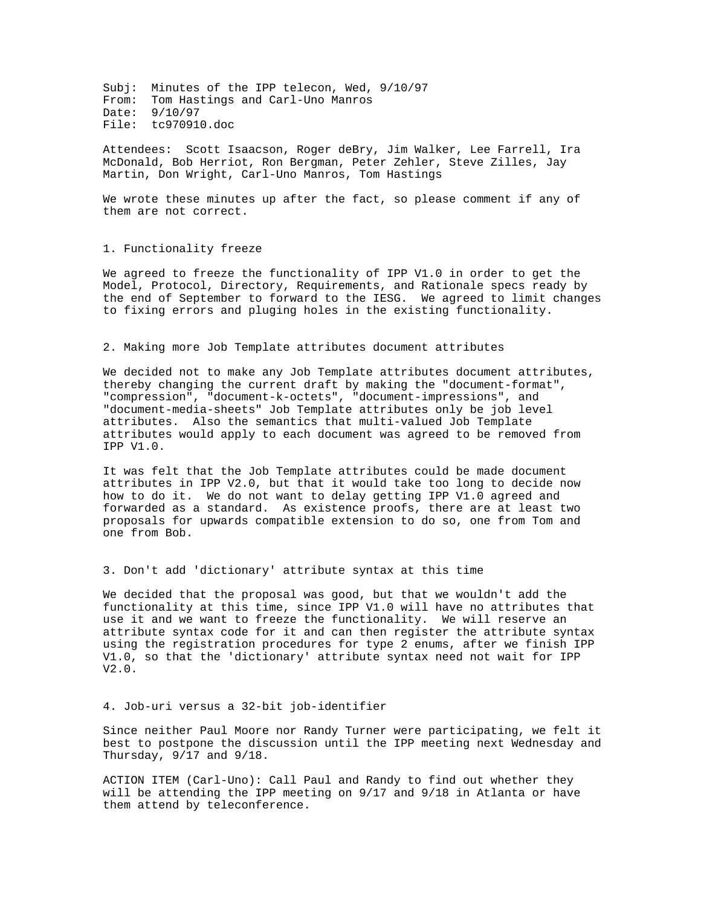Subj: Minutes of the IPP telecon, Wed, 9/10/97
From: Tom Hastings and Carl-Uno Manros
Date: 9/10/97
File: tc970910.doc

Attendees: Scott Isaacson, Roger deBry, Jim Walker, Lee Farrell, Ira McDonald, Bob Herriot, Ron Bergman, Peter Zehler, Steve Zilles, Jay Martin, Don Wright, Carl-Uno Manros, Tom Hastings

We wrote these minutes up after the fact, so please comment if any of them are not correct.

## 1. Functionality freeze

We agreed to freeze the functionality of IPP V1.0 in order to get the Model, Protocol, Directory, Requirements, and Rationale specs ready by the end of September to forward to the IESG. We agreed to limit changes to fixing errors and pluging holes in the existing functionality.

## 2. Making more Job Template attributes document attributes

We decided not to make any Job Template attributes document attributes, thereby changing the current draft by making the "document-format", "compression", "document-k-octets", "document-impressions", and "document-media-sheets" Job Template attributes only be job level attributes. Also the semantics that multi-valued Job Template attributes would apply to each document was agreed to be removed from IPP V1.0.

It was felt that the Job Template attributes could be made document attributes in IPP V2.0, but that it would take too long to decide now how to do it. We do not want to delay getting IPP V1.0 agreed and forwarded as a standard. As existence proofs, there are at least two proposals for upwards compatible extension to do so, one from Tom and one from Bob.

## 3. Don't add 'dictionary' attribute syntax at this time

We decided that the proposal was good, but that we wouldn't add the functionality at this time, since IPP V1.0 will have no attributes that use it and we want to freeze the functionality. We will reserve an attribute syntax code for it and can then register the attribute syntax using the registration procedures for type 2 enums, after we finish IPP V1.0, so that the 'dictionary' attribute syntax need not wait for IPP V2.0.

## 4. Job-uri versus a 32-bit job-identifier

Since neither Paul Moore nor Randy Turner were participating, we felt it best to postpone the discussion until the IPP meeting next Wednesday and Thursday, 9/17 and 9/18.

ACTION ITEM (Carl-Uno): Call Paul and Randy to find out whether they will be attending the IPP meeting on 9/17 and 9/18 in Atlanta or have them attend by teleconference.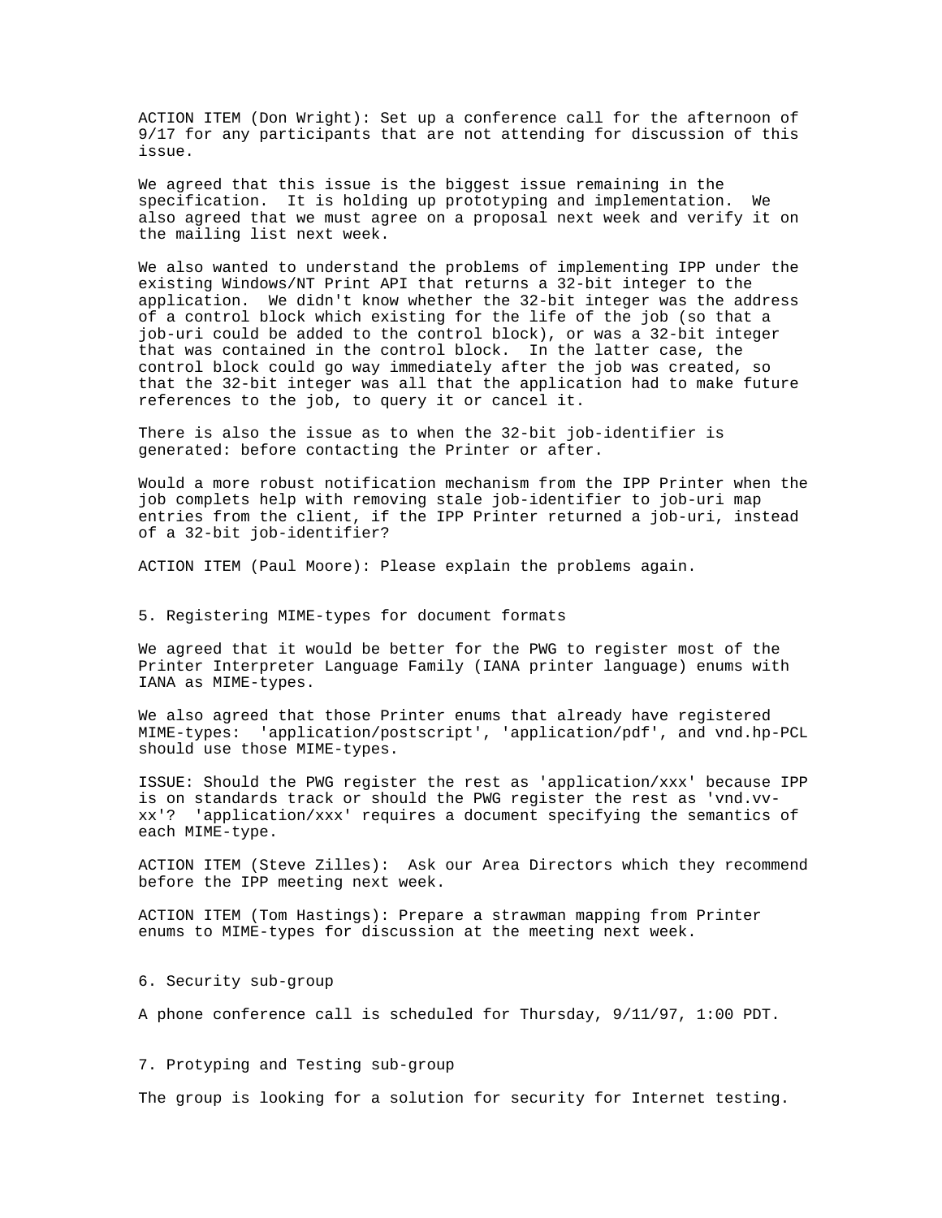ACTION ITEM (Don Wright): Set up a conference call for the afternoon of 9/17 for any participants that are not attending for discussion of this issue.

We agreed that this issue is the biggest issue remaining in the specification. It is holding up prototyping and implementation. We also agreed that we must agree on a proposal next week and verify it on the mailing list next week.

We also wanted to understand the problems of implementing IPP under the existing Windows/NT Print API that returns a 32-bit integer to the application. We didn't know whether the 32-bit integer was the address of a control block which existing for the life of the job (so that a job-uri could be added to the control block), or was a 32-bit integer that was contained in the control block. In the latter case, the control block could go way immediately after the job was created, so that the 32-bit integer was all that the application had to make future references to the job, to query it or cancel it.

There is also the issue as to when the 32-bit job-identifier is generated: before contacting the Printer or after.

Would a more robust notification mechanism from the IPP Printer when the job complets help with removing stale job-identifier to job-uri map entries from the client, if the IPP Printer returned a job-uri, instead of a 32-bit job-identifier?

ACTION ITEM (Paul Moore): Please explain the problems again.

## 5. Registering MIME-types for document formats

We agreed that it would be better for the PWG to register most of the Printer Interpreter Language Family (IANA printer language) enums with IANA as MIME-types.

We also agreed that those Printer enums that already have registered MIME-types: 'application/postscript', 'application/pdf', and vnd.hp-PCL should use those MIME-types.

ISSUE: Should the PWG register the rest as 'application/xxx' because IPP is on standards track or should the PWG register the rest as 'vnd.vv-xx'? 'application/xxx' requires a document specifying the semantics of each MIME-type.

ACTION ITEM (Steve Zilles): Ask our Area Directors which they recommend before the IPP meeting next week.

ACTION ITEM (Tom Hastings): Prepare a strawman mapping from Printer enums to MIME-types for discussion at the meeting next week.

## 6. Security sub-group

A phone conference call is scheduled for Thursday, 9/11/97, 1:00 PDT.

## 7. Protyping and Testing sub-group

The group is looking for a solution for security for Internet testing.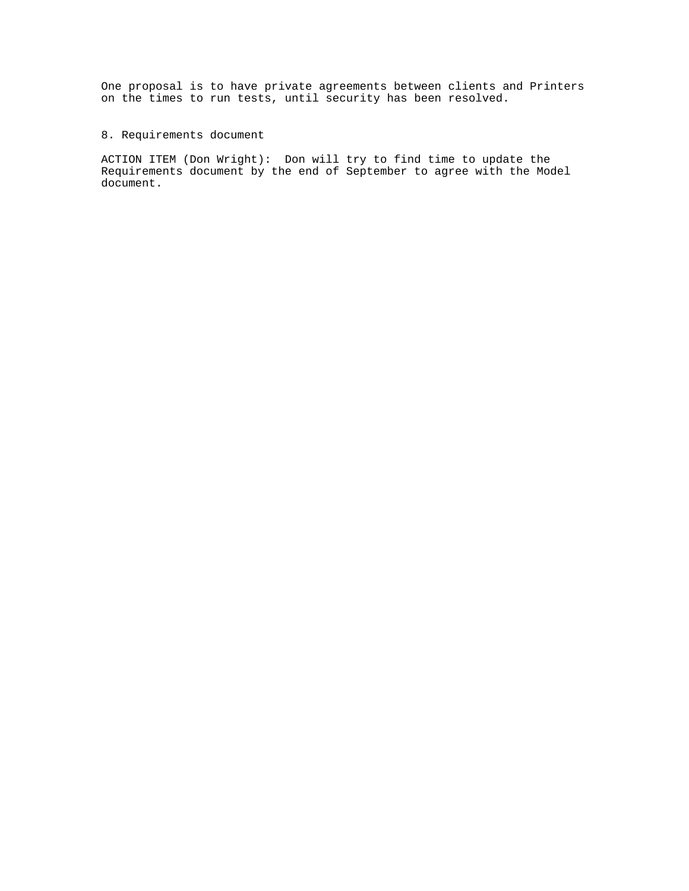One proposal is to have private agreements between clients and Printers on the times to run tests, until security has been resolved.

## 8. Requirements document

ACTION ITEM (Don Wright): Don will try to find time to update the Requirements document by the end of September to agree with the Model document.